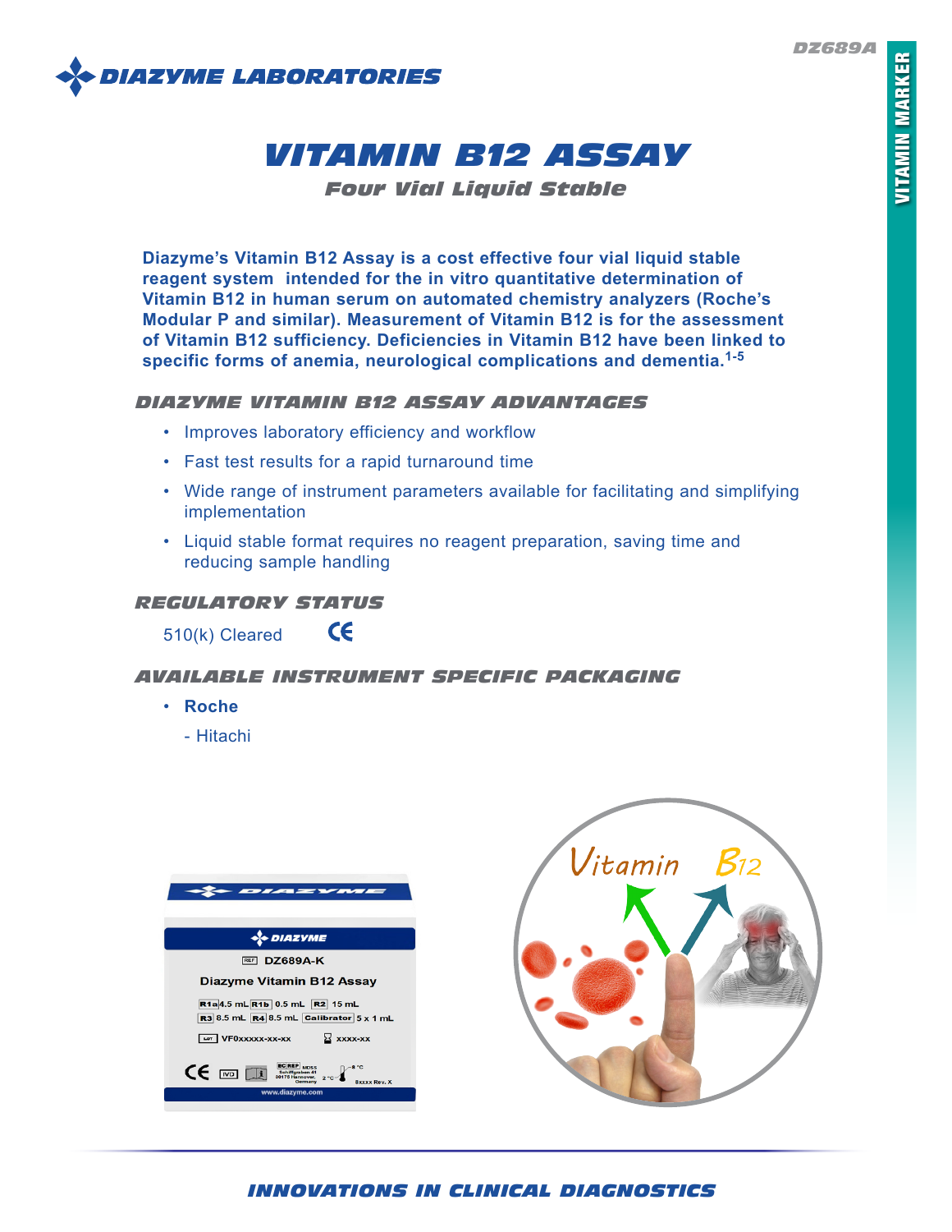DZ689A

VITAMIN MARKER

**DIAZYME LABORATORIES**

# VITAMIN B12 ASSAY

## Four Vial Liquid Stable

**Diazyme's Vitamin B12 Assay is a cost effective four vial liquid stable reagent system intended for the in vitro quantitative determination of Vitamin B12 in human serum on automated chemistry analyzers (Roche's Modular P and similar). Measurement of Vitamin B12 is for the assessment of Vitamin B12 sufficiency. Deficiencies in Vitamin B12 have been linked to specific forms of anemia, neurological complications and dementia.[1-5]**

### DIAZYME VITAMIN B12 ASSAY ADVANTAGES

- Improves laboratory efficiency and workflow
- Fast test results for a rapid turnaround time
- Wide range of instrument parameters available for facilitating and simplifying implementation
- Liquid stable format requires no reagent preparation, saving time and reducing sample handling

### REGULATORY STATUS

510(k) Cleared CE

### AVAILABLE INSTRUMENT SPECIFIC PACKAGING

- **Roche**
  - Hitachi

INNOVATIONS IN CLINICAL DIAGNOSTICS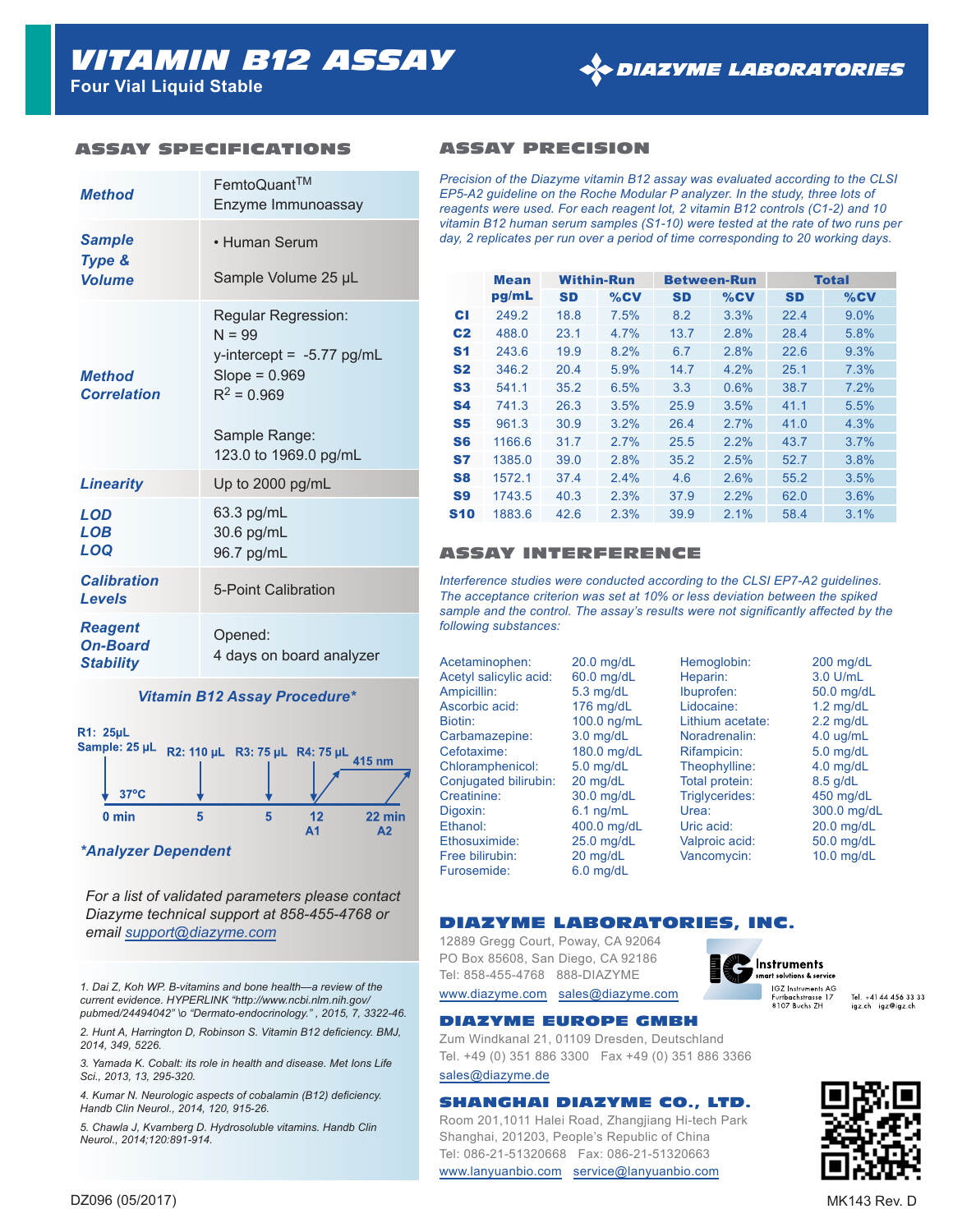# VITAMIN B12 ASSAY

**Four Vial Liquid Stable**

**DIAZYME LABORATORIES**

## ASSAY SPECIFICATIONS

| | |
|---|---|
| ***Method*** | FemtoQuant™ Enzyme Immunoassay |
| ***Sample Type & Volume*** | • Human Serum<br>Sample Volume 25 µL |
| ***Method Correlation*** | Regular Regression:<br>N = 99<br>y-intercept = -5.77 pg/mL<br>Slope = 0.969<br>$R^2$ = 0.969<br>Sample Range:<br>123.0 to 1969.0 pg/mL |
| ***Linearity*** | Up to 2000 pg/mL |
| ***LOD***<br>***LOB***<br>***LOQ*** | 63.3 pg/mL<br>30.6 pg/mL<br>96.7 pg/mL |
| ***Calibration Levels*** | 5-Point Calibration |
| ***Reagent On-Board Stability*** | Opened:<br>4 days on board analyzer |

### *Vitamin B12 Assay Procedure**

R1: 25µL
Sample: 25 µL
R2: 110 µL
R3: 75 µL
R4: 75 µL
415 nm
37°C
0 min
5
5
12
A1
22 min
A2

****Analyzer Dependent***

*For a list of validated parameters please contact Diazyme technical support at 858-455-4768 or email support@diazyme.com*

*1. Dai Z, Koh WP. B-vitamins and bone health—a review of the current evidence. HYPERLINK "http://www.ncbi.nlm.nih.gov/pubmed/24494042" \o "Dermato-endocrinology." , 2015, 7, 3322-46.*

*2. Hunt A, Harrington D, Robinson S. Vitamin B12 deficiency. BMJ, 2014, 349, 5226.*

*3. Yamada K. Cobalt: its role in health and disease. Met Ions Life Sci., 2013, 13, 295-320.*

*4. Kumar N. Neurologic aspects of cobalamin (B12) deficiency. Handb Clin Neurol., 2014, 120, 915-26.*

*5. Chawla J, Kvarnberg D. Hydrosoluble vitamins. Handb Clin Neurol., 2014;120:891-914.*

## ASSAY PRECISION

*Precision of the Diazyme vitamin B12 assay was evaluated according to the CLSI EP5-A2 guideline on the Roche Modular P analyzer. In the study, three lots of reagents were used. For each reagent lot, 2 vitamin B12 controls (C1-2) and 10 vitamin B12 human serum samples (S1-10) were tested at the rate of two runs per day, 2 replicates per run over a period of time corresponding to 20 working days.*

| | Mean | Within-Run | | Between-Run | | Total | |
|---|---|---|---|---|---|---|---|
| | pg/mL | SD | %CV | SD | %CV | SD | %CV |
| C1 | 249.2 | 18.8 | 7.5% | 8.2 | 3.3% | 22.4 | 9.0% |
| C2 | 488.0 | 23.1 | 4.7% | 13.7 | 2.8% | 28.4 | 5.8% |
| S1 | 243.6 | 19.9 | 8.2% | 6.7 | 2.8% | 22.6 | 9.3% |
| S2 | 346.2 | 20.4 | 5.9% | 14.7 | 4.2% | 25.1 | 7.3% |
| S3 | 541.1 | 35.2 | 6.5% | 3.3 | 0.6% | 38.7 | 7.2% |
| S4 | 741.3 | 26.3 | 3.5% | 25.9 | 3.5% | 41.1 | 5.5% |
| S5 | 961.3 | 30.9 | 3.2% | 26.4 | 2.7% | 41.0 | 4.3% |
| S6 | 1166.6 | 31.7 | 2.7% | 25.5 | 2.2% | 43.7 | 3.7% |
| S7 | 1385.0 | 39.0 | 2.8% | 35.2 | 2.5% | 52.7 | 3.8% |
| S8 | 1572.1 | 37.4 | 2.4% | 4.6 | 2.6% | 55.2 | 3.5% |
| S9 | 1743.5 | 40.3 | 2.3% | 37.9 | 2.2% | 62.0 | 3.6% |
| S10 | 1883.6 | 42.6 | 2.3% | 39.9 | 2.1% | 58.4 | 3.1% |

## ASSAY INTERFERENCE

*Interference studies were conducted according to the CLSI EP7-A2 guidelines. The acceptance criterion was set at 10% or less deviation between the spiked sample and the control. The assay's results were not significantly affected by the following substances:*

| | | | |
|---|---|---|---|
| Acetaminophen: | 20.0 mg/dL | Hemoglobin: | 200 mg/dL |
| Acetyl salicylic acid: | 60.0 mg/dL | Heparin: | 3.0 U/mL |
| Ampicillin: | 5.3 mg/dL | Ibuprofen: | 50.0 mg/dL |
| Ascorbic acid: | 176 mg/dL | Lidocaine: | 1.2 mg/dL |
| Biotin: | 100.0 ng/mL | Lithium acetate: | 2.2 mg/dL |
| Carbamazepine: | 3.0 mg/dL | Noradrenalin: | 4.0 ug/mL |
| Cefotaxime: | 180.0 mg/dL | Rifampicin: | 5.0 mg/dL |
| Chloramphenicol: | 5.0 mg/dL | Theophylline: | 4.0 mg/dL |
| Conjugated bilirubin: | 20 mg/dL | Total protein: | 8.5 g/dL |
| Creatinine: | 30.0 mg/dL | Triglycerides: | 450 mg/dL |
| Digoxin: | 6.1 ng/mL | Urea: | 300.0 mg/dL |
| Ethanol: | 400.0 mg/dL | Uric acid: | 20.0 mg/dL |
| Ethosuximide: | 25.0 mg/dL | Valproic acid: | 50.0 mg/dL |
| Free bilirubin: | 20 mg/dL | Vancomycin: | 10.0 mg/dL |
| Furosemide: | 6.0 mg/dL | | |

## DIAZYME LABORATORIES, INC.

12889 Gregg Court, Poway, CA 92064
PO Box 85608, San Diego, CA 92186
Tel: 858-455-4768 888-DIAZYME
www.diazyme.com sales@diazyme.com

IGZ Instruments smart solutions & service
IGZ Instruments AG
Furtbachstrasse 17
8107 Buchs ZH
Tel. +41 44 456 33 33
igz.ch igz@igz.ch

## DIAZYME EUROPE GMBH

Zum Windkanal 21, 01109 Dresden, Deutschland
Tel. +49 (0) 351 886 3300 Fax +49 (0) 351 886 3366
sales@diazyme.de

## SHANGHAI DIAZYME CO., LTD.

Room 201,1011 Halei Road, Zhangjiang Hi-tech Park
Shanghai, 201203, People's Republic of China
Tel: 086-21-51320668 Fax: 086-21-51320663
www.lanyuanbio.com service@lanyuanbio.com

DZ096 (05/2017)

MK143 Rev. D